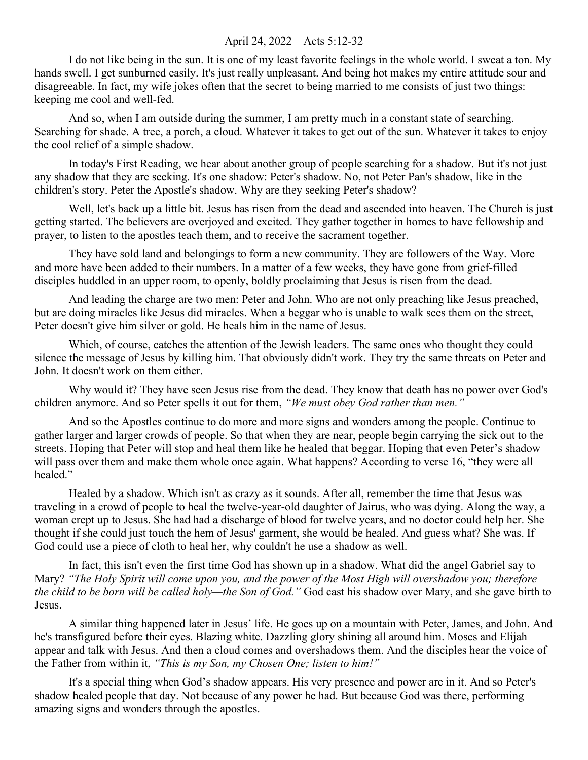April 24, 2022 – Acts 5:12-32

I do not like being in the sun. It is one of my least favorite feelings in the whole world. I sweat a ton. My hands swell. I get sunburned easily. It's just really unpleasant. And being hot makes my entire attitude sour and disagreeable. In fact, my wife jokes often that the secret to being married to me consists of just two things: keeping me cool and well-fed.

And so, when I am outside during the summer, I am pretty much in a constant state of searching. Searching for shade. A tree, a porch, a cloud. Whatever it takes to get out of the sun. Whatever it takes to enjoy the cool relief of a simple shadow.

In today's First Reading, we hear about another group of people searching for a shadow. But it's not just any shadow that they are seeking. It's one shadow: Peter's shadow. No, not Peter Pan's shadow, like in the children's story. Peter the Apostle's shadow. Why are they seeking Peter's shadow?

Well, let's back up a little bit. Jesus has risen from the dead and ascended into heaven. The Church is just getting started. The believers are overjoyed and excited. They gather together in homes to have fellowship and prayer, to listen to the apostles teach them, and to receive the sacrament together.

They have sold land and belongings to form a new community. They are followers of the Way. More and more have been added to their numbers. In a matter of a few weeks, they have gone from grief-filled disciples huddled in an upper room, to openly, boldly proclaiming that Jesus is risen from the dead.

And leading the charge are two men: Peter and John. Who are not only preaching like Jesus preached, but are doing miracles like Jesus did miracles. When a beggar who is unable to walk sees them on the street, Peter doesn't give him silver or gold. He heals him in the name of Jesus.

Which, of course, catches the attention of the Jewish leaders. The same ones who thought they could silence the message of Jesus by killing him. That obviously didn't work. They try the same threats on Peter and John. It doesn't work on them either.

Why would it? They have seen Jesus rise from the dead. They know that death has no power over God's children anymore. And so Peter spells it out for them, *"We must obey God rather than men."*

And so the Apostles continue to do more and more signs and wonders among the people. Continue to gather larger and larger crowds of people. So that when they are near, people begin carrying the sick out to the streets. Hoping that Peter will stop and heal them like he healed that beggar. Hoping that even Peter's shadow will pass over them and make them whole once again. What happens? According to verse 16, "they were all healed."

Healed by a shadow. Which isn't as crazy as it sounds. After all, remember the time that Jesus was traveling in a crowd of people to heal the twelve-year-old daughter of Jairus, who was dying. Along the way, a woman crept up to Jesus. She had had a discharge of blood for twelve years, and no doctor could help her. She thought if she could just touch the hem of Jesus' garment, she would be healed. And guess what? She was. If God could use a piece of cloth to heal her, why couldn't he use a shadow as well.

In fact, this isn't even the first time God has shown up in a shadow. What did the angel Gabriel say to Mary? *"The Holy Spirit will come upon you, and the power of the Most High will overshadow you; therefore the child to be born will be called holy—the Son of God."* God cast his shadow over Mary, and she gave birth to Jesus.

A similar thing happened later in Jesus' life. He goes up on a mountain with Peter, James, and John. And he's transfigured before their eyes. Blazing white. Dazzling glory shining all around him. Moses and Elijah appear and talk with Jesus. And then a cloud comes and overshadows them. And the disciples hear the voice of the Father from within it, *"This is my Son, my Chosen One; listen to him!"*

It's a special thing when God's shadow appears. His very presence and power are in it. And so Peter's shadow healed people that day. Not because of any power he had. But because God was there, performing amazing signs and wonders through the apostles.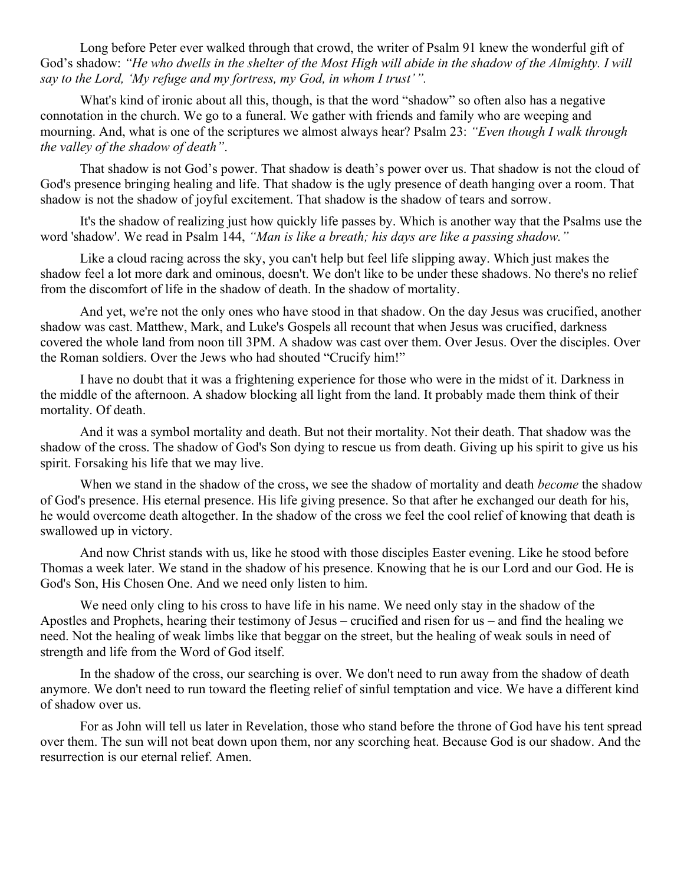Long before Peter ever walked through that crowd, the writer of Psalm 91 knew the wonderful gift of God's shadow: *"He who dwells in the shelter of the Most High will abide in the shadow of the Almighty. I will say to the Lord, 'My refuge and my fortress, my God, in whom I trust'"*.

What's kind of ironic about all this, though, is that the word "shadow" so often also has a negative connotation in the church. We go to a funeral. We gather with friends and family who are weeping and mourning. And, what is one of the scriptures we almost always hear? Psalm 23: *"Even though I walk through the valley of the shadow of death"*.

That shadow is not God's power. That shadow is death's power over us. That shadow is not the cloud of God's presence bringing healing and life. That shadow is the ugly presence of death hanging over a room. That shadow is not the shadow of joyful excitement. That shadow is the shadow of tears and sorrow.

It's the shadow of realizing just how quickly life passes by. Which is another way that the Psalms use the word 'shadow'. We read in Psalm 144, *"Man is like a breath; his days are like a passing shadow."*

Like a cloud racing across the sky, you can't help but feel life slipping away. Which just makes the shadow feel a lot more dark and ominous, doesn't. We don't like to be under these shadows. No there's no relief from the discomfort of life in the shadow of death. In the shadow of mortality.

And yet, we're not the only ones who have stood in that shadow. On the day Jesus was crucified, another shadow was cast. Matthew, Mark, and Luke's Gospels all recount that when Jesus was crucified, darkness covered the whole land from noon till 3PM. A shadow was cast over them. Over Jesus. Over the disciples. Over the Roman soldiers. Over the Jews who had shouted "Crucify him!"

I have no doubt that it was a frightening experience for those who were in the midst of it. Darkness in the middle of the afternoon. A shadow blocking all light from the land. It probably made them think of their mortality. Of death.

And it was a symbol mortality and death. But not their mortality. Not their death. That shadow was the shadow of the cross. The shadow of God's Son dying to rescue us from death. Giving up his spirit to give us his spirit. Forsaking his life that we may live.

When we stand in the shadow of the cross, we see the shadow of mortality and death *become* the shadow of God's presence. His eternal presence. His life giving presence. So that after he exchanged our death for his, he would overcome death altogether. In the shadow of the cross we feel the cool relief of knowing that death is swallowed up in victory.

And now Christ stands with us, like he stood with those disciples Easter evening. Like he stood before Thomas a week later. We stand in the shadow of his presence. Knowing that he is our Lord and our God. He is God's Son, His Chosen One. And we need only listen to him.

We need only cling to his cross to have life in his name. We need only stay in the shadow of the Apostles and Prophets, hearing their testimony of Jesus – crucified and risen for us – and find the healing we need. Not the healing of weak limbs like that beggar on the street, but the healing of weak souls in need of strength and life from the Word of God itself.

In the shadow of the cross, our searching is over. We don't need to run away from the shadow of death anymore. We don't need to run toward the fleeting relief of sinful temptation and vice. We have a different kind of shadow over us.

For as John will tell us later in Revelation, those who stand before the throne of God have his tent spread over them. The sun will not beat down upon them, nor any scorching heat. Because God is our shadow. And the resurrection is our eternal relief. Amen.